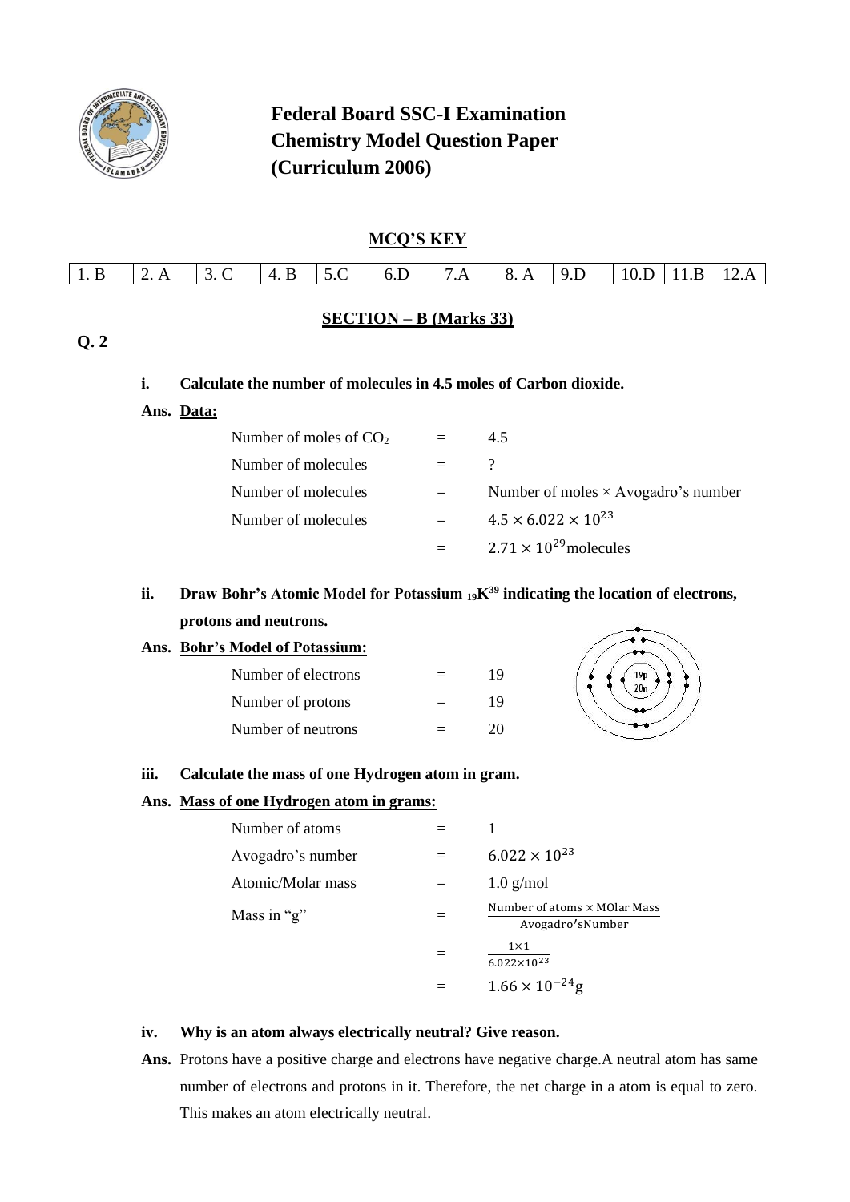# Federal Board SSC-I Examination
# Chemistry Model Question Paper
# (Curriculum 2006)

## MCQ'S KEY

| 1. B | 2. A | 3. C | 4. B | 5.C | 6.D | 7.A | 8. A | 9.D | 10.D | 11.B | 12.A |
|---|---|---|---|---|---|---|---|---|---|---|---|

## SECTION – B (Marks 33)

**Q. 2**

**i. Calculate the number of molecules in 4.5 moles of Carbon dioxide.**

**Ans.** **Data:**

Number of moles of $CO_2$ = 4.5

Number of molecules = ?

Number of molecules = Number of moles × Avogadro's number

Number of molecules = $4.5 \times 6.022 \times 10^{23}$

= $2.71 \times 10^{29}$molecules

**ii. Draw Bohr's Atomic Model for Potassium ${}_{19}K^{39}$ indicating the location of electrons, protons and neutrons.**

**Ans.** **Bohr's Model of Potassium:**

Number of electrons = 19

Number of protons = 19

Number of neutrons = 20

**iii. Calculate the mass of one Hydrogen atom in gram.**

**Ans.** **Mass of one Hydrogen atom in grams:**

Number of atoms = 1

Avogadro's number = $6.022 \times 10^{23}$

Atomic/Molar mass = 1.0 g/mol

Mass in "g" = $\frac{\text{Number of atoms} \times \text{MOlar Mass}}{\text{Avogadro'sNumber}}$

= $\frac{1 \times 1}{6.022 \times 10^{23}}$

= $1.66 \times 10^{-24}$g

**iv. Why is an atom always electrically neutral? Give reason.**

**Ans.** Protons have a positive charge and electrons have negative charge.A neutral atom has same number of electrons and protons in it. Therefore, the net charge in a atom is equal to zero. This makes an atom electrically neutral.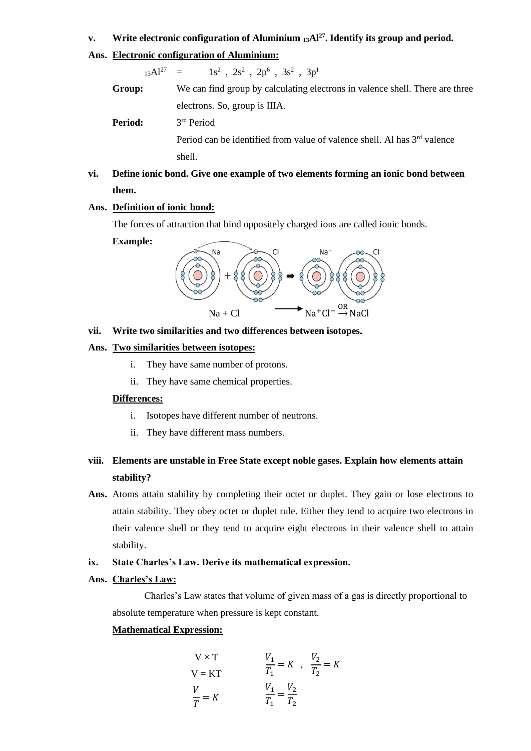**v. Write electronic configuration of Aluminium $_{13}Al^{27}$. Identify its group and period.**

**Ans.** **<u>Electronic configuration of Aluminium:</u>**

$_{13}Al^{27}$ = $1s^2$ , $2s^2$ , $2p^6$ , $3s^2$ , $3p^1$

**Group:** We can find group by calculating electrons in valence shell. There are three electrons. So, group is IIIA.

**Period:** $3^{rd}$ Period

Period can be identified from value of valence shell. Al has $3^{rd}$ valence shell.

**vi. Define ionic bond. Give one example of two elements forming an ionic bond between them.**

**Ans.** **<u>Definition of ionic bond:</u>**

The forces of attraction that bind oppositely charged ions are called ionic bonds.

**Example:**

$$Na + Cl \longrightarrow Na^+Cl^- \xrightarrow{OR} NaCl$$

**vii. Write two similarities and two differences between isotopes.**

**Ans.** **<u>Two similarities between isotopes:</u>**

i. They have same number of protons.
ii. They have same chemical properties.

**<u>Differences:</u>**

i. Isotopes have different number of neutrons.
ii. They have different mass numbers.

**viii. Elements are unstable in Free State except noble gases. Explain how elements attain stability?**

**Ans.** Atoms attain stability by completing their octet or duplet. They gain or lose electrons to attain stability. They obey octet or duplet rule. Either they tend to acquire two electrons in their valence shell or they tend to acquire eight electrons in their valence shell to attain stability.

**ix. State Charles's Law. Derive its mathematical expression.**

**Ans.** **<u>Charles's Law:</u>**

Charles's Law states that volume of given mass of a gas is directly proportional to absolute temperature when pressure is kept constant.

**<u>Mathematical Expression:</u>**

$$V \times T$$

$$V = KT$$

$$\frac{V}{T} = K$$

$$\frac{V_1}{T_1} = K \quad , \quad \frac{V_2}{T_2} = K$$

$$\frac{V_1}{T_1} = \frac{V_2}{T_2}$$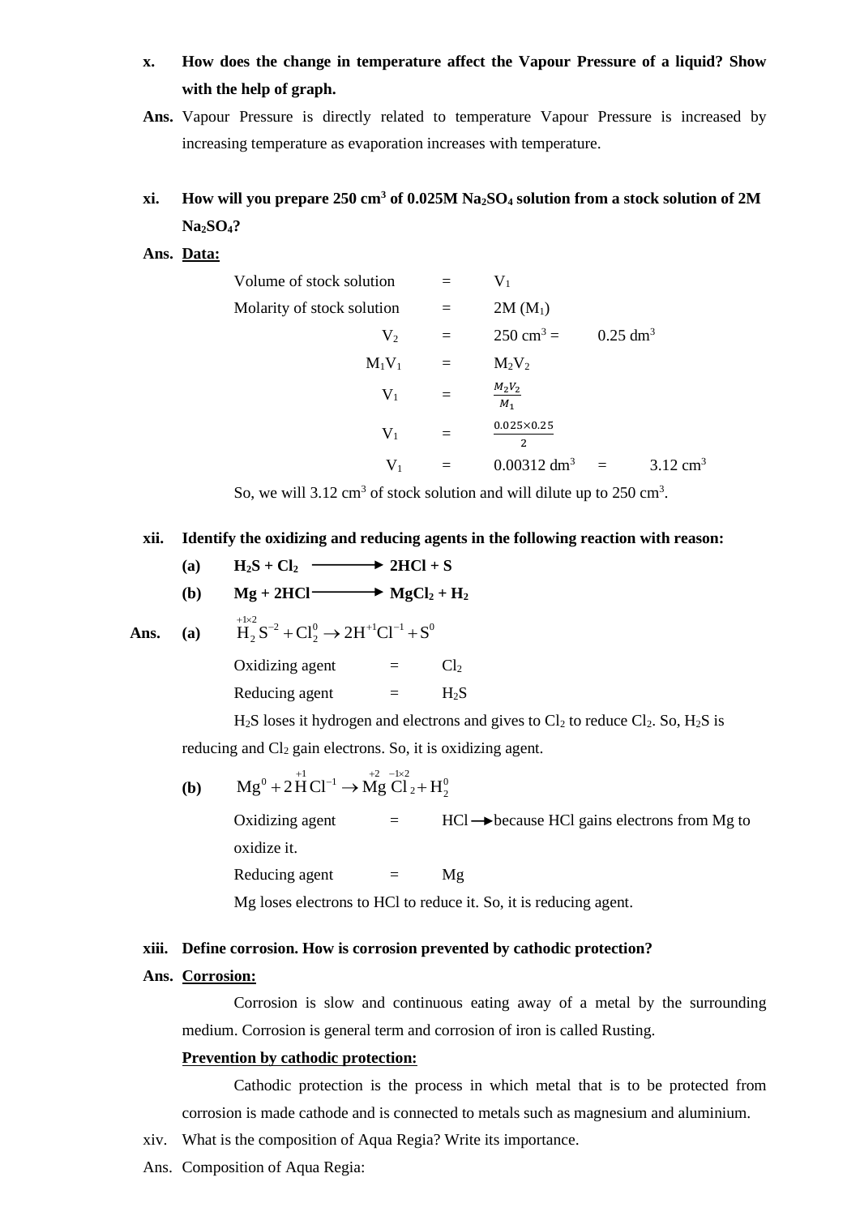**x. How does the change in temperature affect the Vapour Pressure of a liquid? Show with the help of graph.**

**Ans.** Vapour Pressure is directly related to temperature Vapour Pressure is increased by increasing temperature as evaporation increases with temperature.

**xi. How will you prepare 250 $cm^3$ of 0.025M $Na_2SO_4$ solution from a stock solution of 2M $Na_2SO_4$?**

**Ans.** **Data:**

Volume of stock solution = $V_1$

Molarity of stock solution = 2M ($M_1$)

$V_2$ = 250 $cm^3$ = 0.25 $dm^3$

$M_1V_1 = M_2V_2$

$$V_1 = \frac{M_2V_2}{M_1}$$

$$V_1 = \frac{0.025 \times 0.25}{2}$$

$$V_1 = 0.00312\ dm^3 = 3.12\ cm^3$$

So, we will 3.12 $cm^3$ of stock solution and will dilute up to 250 $cm^3$.

**xii. Identify the oxidizing and reducing agents in the following reaction with reason:**

**(a)** $H_2S + Cl_2 \longrightarrow 2HCl + S$

**(b)** $Mg + 2HCl \longrightarrow MgCl_2 + H_2$

**Ans. (a)** $\overset{+1\times2}{H_2}S^{-2} + Cl_2^0 \rightarrow 2H^{+1}Cl^{-1} + S^0$

Oxidizing agent = $Cl_2$

Reducing agent = $H_2S$

$H_2S$ loses it hydrogen and electrons and gives to $Cl_2$ to reduce $Cl_2$. So, $H_2S$ is reducing and $Cl_2$ gain electrons. So, it is oxidizing agent.

**(b)** $Mg^0 + 2\overset{+1}{H}Cl^{-1} \rightarrow \overset{+2}{Mg}\overset{-1\times2}{Cl_2} + H_2^0$

Oxidizing agent = HCl $\longrightarrow$ because HCl gains electrons from Mg to oxidize it.

Reducing agent = Mg

Mg loses electrons to HCl to reduce it. So, it is reducing agent.

**xiii. Define corrosion. How is corrosion prevented by cathodic protection?**

**Ans.** **Corrosion:**

Corrosion is slow and continuous eating away of a metal by the surrounding medium. Corrosion is general term and corrosion of iron is called Rusting.

**Prevention by cathodic protection:**

Cathodic protection is the process in which metal that is to be protected from corrosion is made cathode and is connected to metals such as magnesium and aluminium.

xiv. What is the composition of Aqua Regia? Write its importance.

Ans. Composition of Aqua Regia: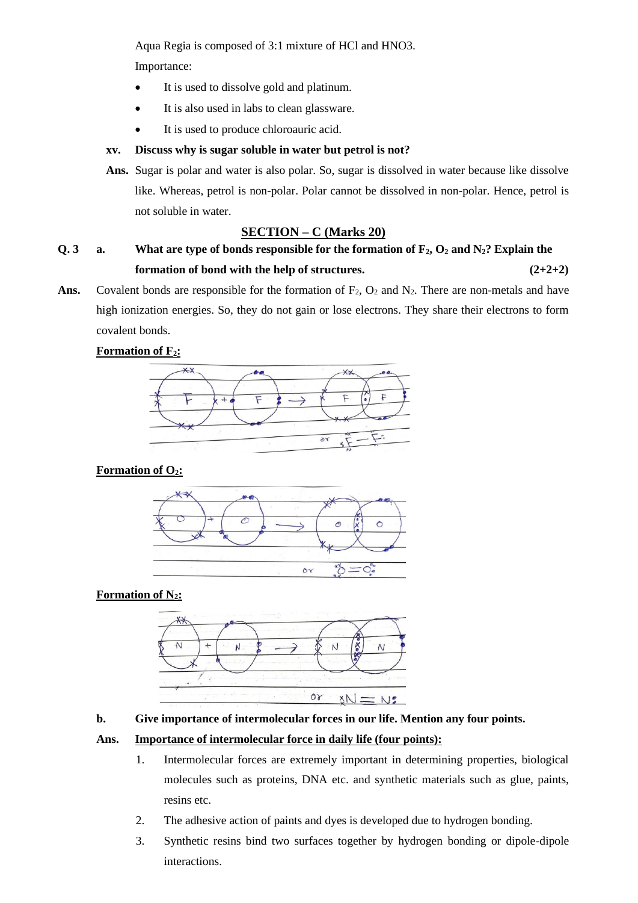Aqua Regia is composed of 3:1 mixture of HCl and HNO3.

Importance:

- It is used to dissolve gold and platinum.
- It is also used in labs to clean glassware.
- It is used to produce chloroauric acid.

**xv. Discuss why is sugar soluble in water but petrol is not?**

**Ans.** Sugar is polar and water is also polar. So, sugar is dissolved in water because like dissolve like. Whereas, petrol is non-polar. Polar cannot be dissolved in non-polar. Hence, petrol is not soluble in water.

## SECTION – C (Marks 20)

**Q. 3 a. What are type of bonds responsible for the formation of $F_2$, $O_2$ and $N_2$? Explain the formation of bond with the help of structures. (2+2+2)**

**Ans.** Covalent bonds are responsible for the formation of $F_2$, $O_2$ and $N_2$. There are non-metals and have high ionization energies. So, they do not gain or lose electrons. They share their electrons to form covalent bonds.

**Formation of $F_2$:**

**Formation of $O_2$:**

**Formation of $N_2$:**

**b. Give importance of intermolecular forces in our life. Mention any four points.**

**Ans.** **Importance of intermolecular force in daily life (four points):**

1. Intermolecular forces are extremely important in determining properties, biological molecules such as proteins, DNA etc. and synthetic materials such as glue, paints, resins etc.
2. The adhesive action of paints and dyes is developed due to hydrogen bonding.
3. Synthetic resins bind two surfaces together by hydrogen bonding or dipole-dipole interactions.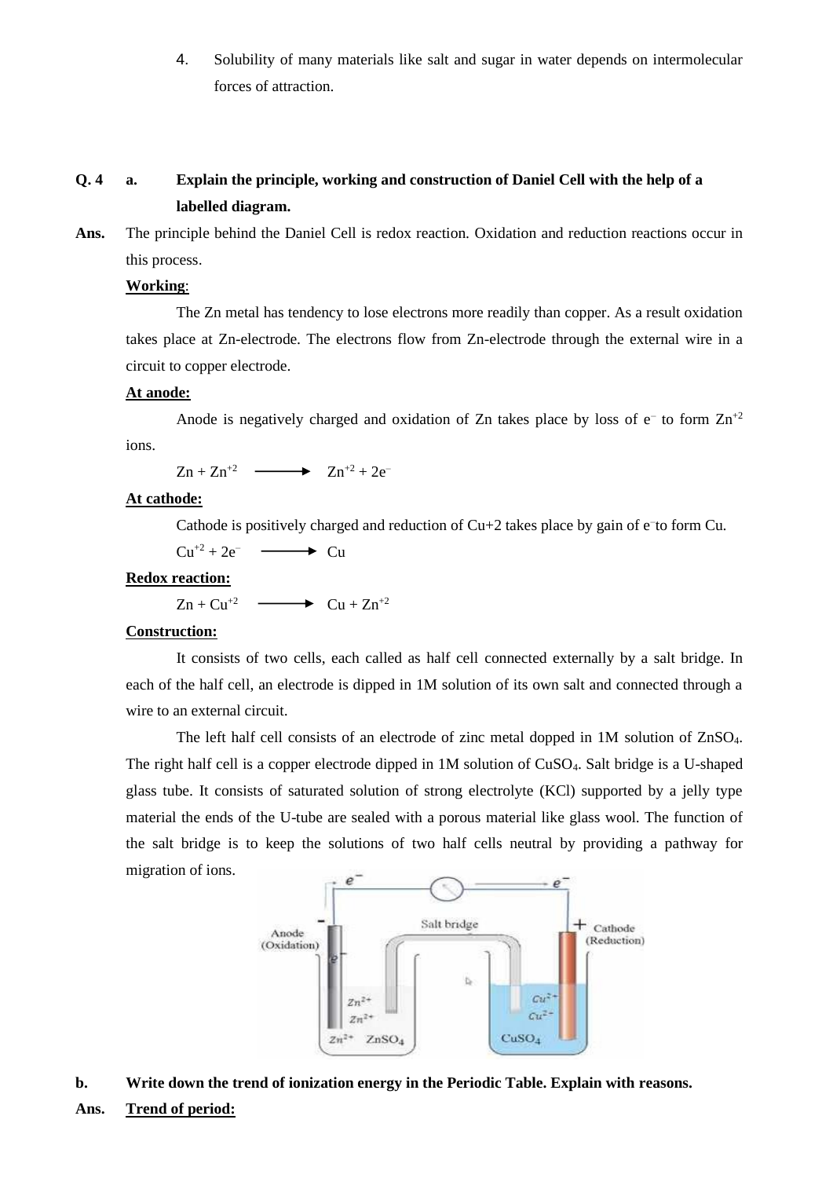4. Solubility of many materials like salt and sugar in water depends on intermolecular forces of attraction.

**Q. 4 a. Explain the principle, working and construction of Daniel Cell with the help of a labelled diagram.**

**Ans.** The principle behind the Daniel Cell is redox reaction. Oxidation and reduction reactions occur in this process.

**Working**:

The Zn metal has tendency to lose electrons more readily than copper. As a result oxidation takes place at Zn-electrode. The electrons flow from Zn-electrode through the external wire in a circuit to copper electrode.

**At anode:**

Anode is negatively charged and oxidation of Zn takes place by loss of $e^-$ to form $Zn^{+2}$ ions.

$$Zn + Zn^{+2} \longrightarrow Zn^{+2} + 2e^-$$

**At cathode:**

Cathode is positively charged and reduction of Cu+2 takes place by gain of $e^-$ to form Cu.

$$Cu^{+2} + 2e^- \longrightarrow Cu$$

**Redox reaction:**

$$Zn + Cu^{+2} \longrightarrow Cu + Zn^{+2}$$

**Construction:**

It consists of two cells, each called as half cell connected externally by a salt bridge. In each of the half cell, an electrode is dipped in 1M solution of its own salt and connected through a wire to an external circuit.

The left half cell consists of an electrode of zinc metal dopped in 1M solution of $ZnSO_4$. The right half cell is a copper electrode dipped in 1M solution of $CuSO_4$. Salt bridge is a U-shaped glass tube. It consists of saturated solution of strong electrolyte (KCl) supported by a jelly type material the ends of the U-tube are sealed with a porous material like glass wool. The function of the salt bridge is to keep the solutions of two half cells neutral by providing a pathway for migration of ions.

**b. Write down the trend of ionization energy in the Periodic Table. Explain with reasons.**

**Ans.** **Trend of period:**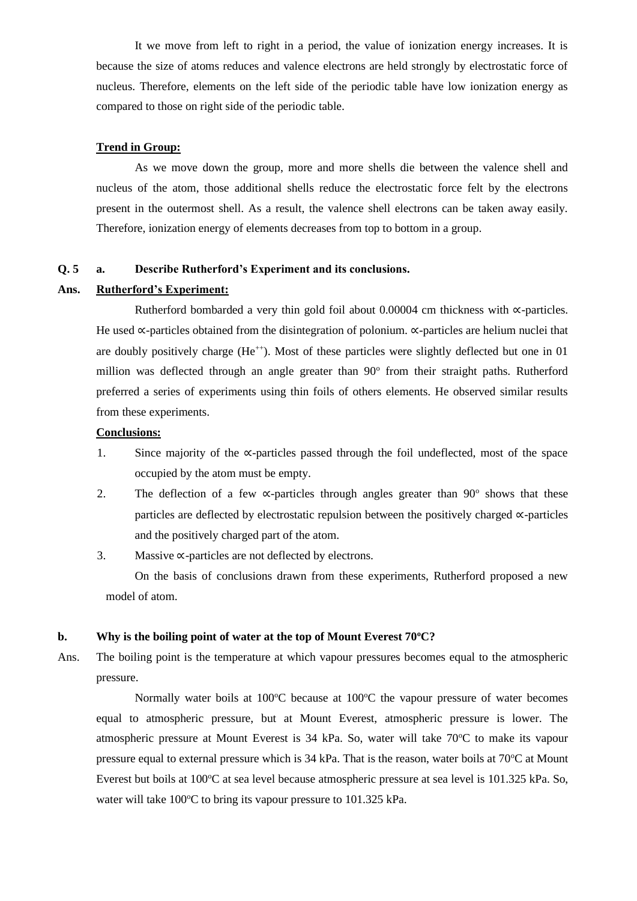It we move from left to right in a period, the value of ionization energy increases. It is because the size of atoms reduces and valence electrons are held strongly by electrostatic force of nucleus. Therefore, elements on the left side of the periodic table have low ionization energy as compared to those on right side of the periodic table.

**Trend in Group:**

As we move down the group, more and more shells die between the valence shell and nucleus of the atom, those additional shells reduce the electrostatic force felt by the electrons present in the outermost shell. As a result, the valence shell electrons can be taken away easily. Therefore, ionization energy of elements decreases from top to bottom in a group.

**Q. 5 a. Describe Rutherford's Experiment and its conclusions.**

**Ans. Rutherford's Experiment:**

Rutherford bombarded a very thin gold foil about 0.00004 cm thickness with ∝-particles. He used ∝-particles obtained from the disintegration of polonium. ∝-particles are helium nuclei that are doubly positively charge ($He^{++}$). Most of these particles were slightly deflected but one in 01 million was deflected through an angle greater than $90^o$ from their straight paths. Rutherford preferred a series of experiments using thin foils of others elements. He observed similar results from these experiments.

**Conclusions:**

1. Since majority of the ∝-particles passed through the foil undeflected, most of the space occupied by the atom must be empty.
2. The deflection of a few ∝-particles through angles greater than $90^o$ shows that these particles are deflected by electrostatic repulsion between the positively charged ∝-particles and the positively charged part of the atom.
3. Massive ∝-particles are not deflected by electrons.

On the basis of conclusions drawn from these experiments, Rutherford proposed a new model of atom.

**b. Why is the boiling point of water at the top of Mount Everest 70ºC?**

Ans. The boiling point is the temperature at which vapour pressures becomes equal to the atmospheric pressure.

Normally water boils at 100ºC because at 100ºC the vapour pressure of water becomes equal to atmospheric pressure, but at Mount Everest, atmospheric pressure is lower. The atmospheric pressure at Mount Everest is 34 kPa. So, water will take 70ºC to make its vapour pressure equal to external pressure which is 34 kPa. That is the reason, water boils at 70ºC at Mount Everest but boils at 100ºC at sea level because atmospheric pressure at sea level is 101.325 kPa. So, water will take 100ºC to bring its vapour pressure to 101.325 kPa.